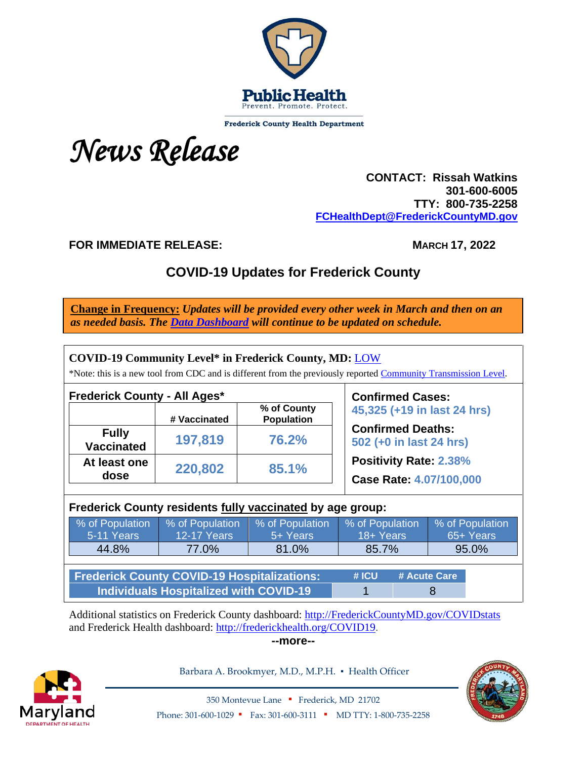Public Health
Prevent. Promote. Protect.

Frederick County Health Department

# *News Release*

**CONTACT: Rissah Watkins**
**301-600-6005**
**TTY: 800-735-2258**
**FCHealthDept@FrederickCountyMD.gov**

**FOR IMMEDIATE RELEASE:** **MARCH 17, 2022**

## COVID-19 Updates for Frederick County

**Change in Frequency:** ***Updates will be provided every other week in March and then on an as needed basis. The Data Dashboard will continue to be updated on schedule.***

**COVID-19 Community Level\* in Frederick County, MD:** LOW

\*Note: this is a new tool from CDC and is different from the previously reported Community Transmission Level.

**Frederick County - All Ages\***

| | # Vaccinated | % of County Population |
|---|---|---|
| **Fully Vaccinated** | **197,819** | **76.2%** |
| **At least one dose** | **220,802** | **85.1%** |

**Confirmed Cases:** **45,325 (+19 in last 24 hrs)**

**Confirmed Deaths:** **502 (+0 in last 24 hrs)**

**Positivity Rate:** **2.38%**

**Case Rate:** **4.07/100,000**

**Frederick County residents fully vaccinated by age group:**

| % of Population 5-11 Years | % of Population 12-17 Years | % of Population 5+ Years | % of Population 18+ Years | % of Population 65+ Years |
|---|---|---|---|---|
| 44.8% | 77.0% | 81.0% | 85.7% | 95.0% |

| Frederick County COVID-19 Hospitalizations: | # ICU | # Acute Care |
|---|---|---|
| Individuals Hospitalized with COVID-19 | 1 | 8 |

Additional statistics on Frederick County dashboard: http://FrederickCountyMD.gov/COVIDstats and Frederick Health dashboard: http://frederickhealth.org/COVID19.

--more--

Barbara A. Brookmyer, M.D., M.P.H. ▪ Health Officer

350 Montevue Lane ▪ Frederick, MD 21702
Phone: 301-600-1029 ▪ Fax: 301-600-3111 ▪ MD TTY: 1-800-735-2258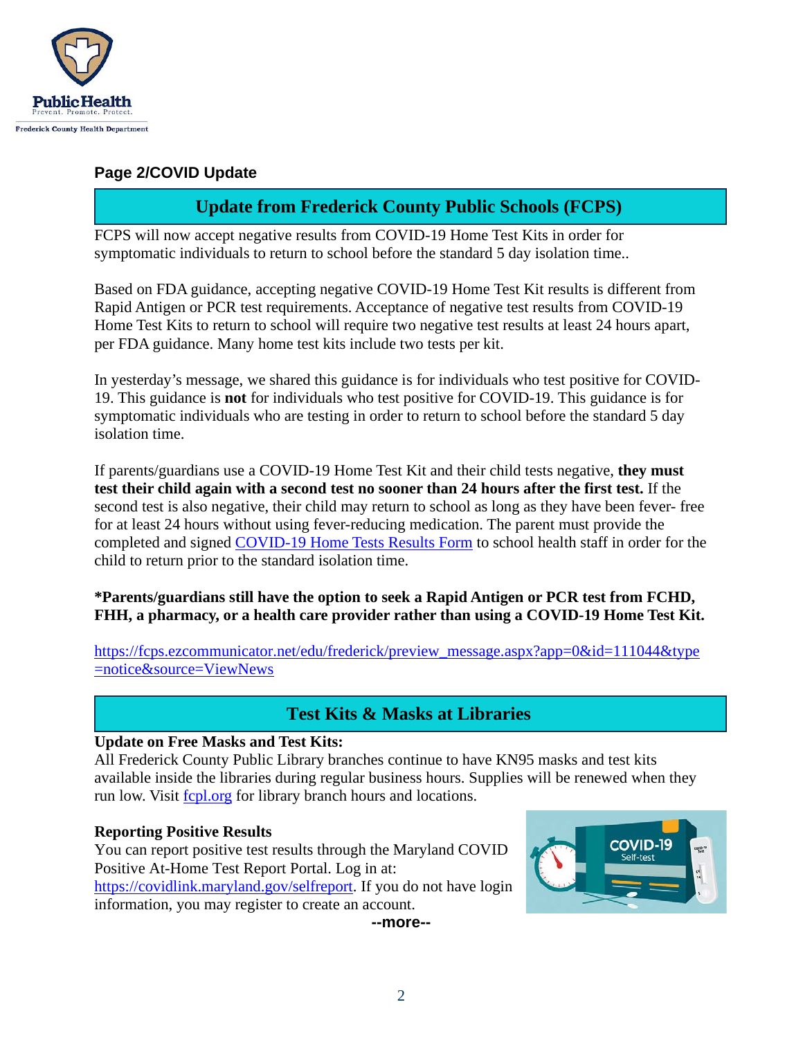**Page 2/COVID Update**

## Update from Frederick County Public Schools (FCPS)

FCPS will now accept negative results from COVID-19 Home Test Kits in order for symptomatic individuals to return to school before the standard 5 day isolation time..

Based on FDA guidance, accepting negative COVID-19 Home Test Kit results is different from Rapid Antigen or PCR test requirements. Acceptance of negative test results from COVID-19 Home Test Kits to return to school will require two negative test results at least 24 hours apart, per FDA guidance. Many home test kits include two tests per kit.

In yesterday's message, we shared this guidance is for individuals who test positive for COVID-19. This guidance is **not** for individuals who test positive for COVID-19. This guidance is for symptomatic individuals who are testing in order to return to school before the standard 5 day isolation time.

If parents/guardians use a COVID-19 Home Test Kit and their child tests negative, **they must test their child again with a second test no sooner than 24 hours after the first test.** If the second test is also negative, their child may return to school as long as they have been fever- free for at least 24 hours without using fever-reducing medication. The parent must provide the completed and signed [COVID-19 Home Tests Results Form](#) to school health staff in order for the child to return prior to the standard isolation time.

**\*Parents/guardians still have the option to seek a Rapid Antigen or PCR test from FCHD, FHH, a pharmacy, or a health care provider rather than using a COVID-19 Home Test Kit.**

https://fcps.ezcommunicator.net/edu/frederick/preview_message.aspx?app=0&id=111044&type=notice&source=ViewNews

## Test Kits & Masks at Libraries

**Update on Free Masks and Test Kits:**
All Frederick County Public Library branches continue to have KN95 masks and test kits available inside the libraries during regular business hours. Supplies will be renewed when they run low. Visit [fcpl.org](#) for library branch hours and locations.

**Reporting Positive Results**
You can report positive test results through the Maryland COVID Positive At-Home Test Report Portal. Log in at: https://covidlink.maryland.gov/selfreport. If you do not have login information, you may register to create an account.

**--more--**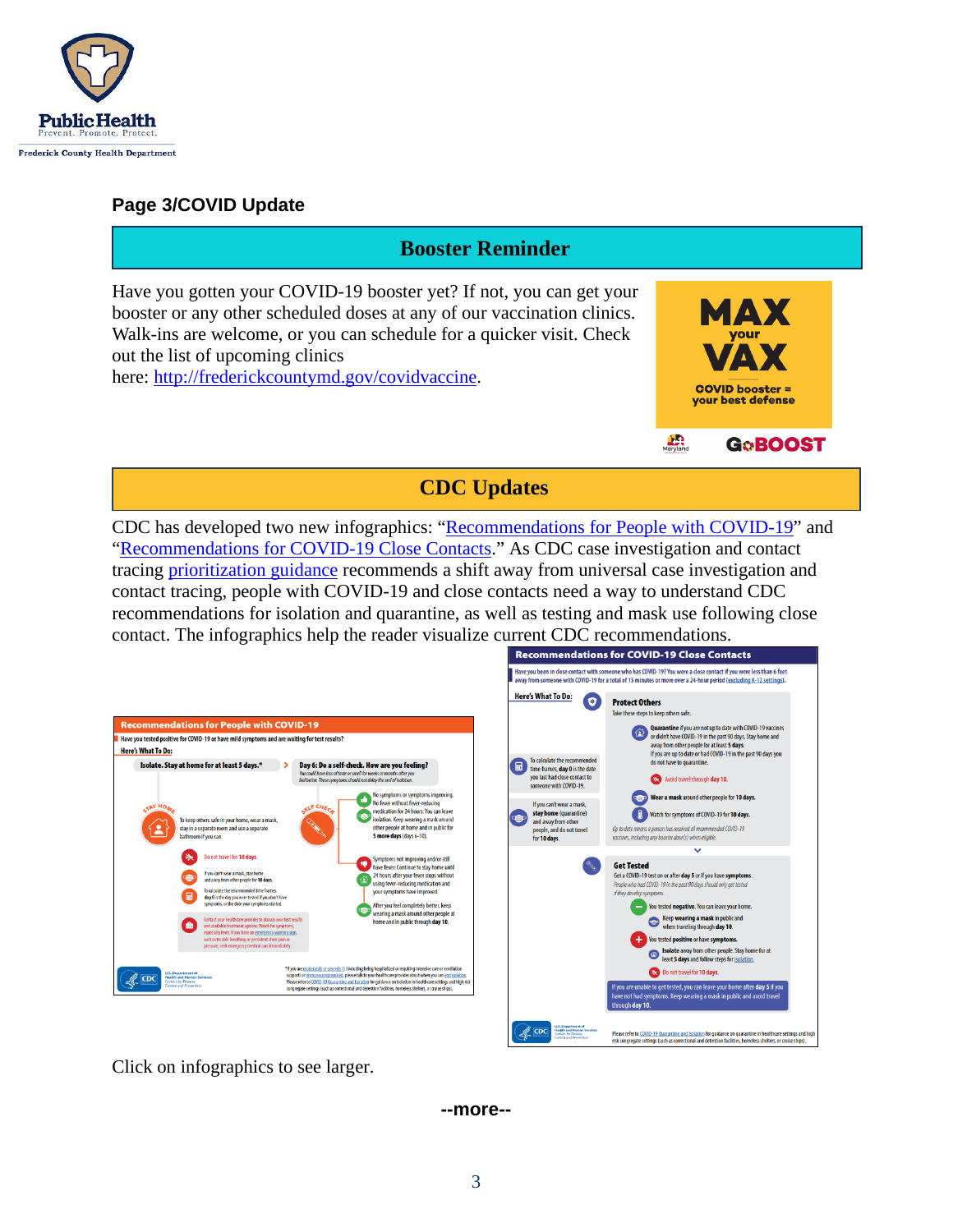## Page 3/COVID Update

## Booster Reminder

Have you gotten your COVID-19 booster yet? If not, you can get your booster or any other scheduled doses at any of our vaccination clinics. Walk-ins are welcome, or you can schedule for a quicker visit. Check out the list of upcoming clinics here: http://frederickcountymd.gov/covidvaccine.

## CDC Updates

CDC has developed two new infographics: "Recommendations for People with COVID-19" and "Recommendations for COVID-19 Close Contacts." As CDC case investigation and contact tracing prioritization guidance recommends a shift away from universal case investigation and contact tracing, people with COVID-19 and close contacts need a way to understand CDC recommendations for isolation and quarantine, as well as testing and mask use following close contact. The infographics help the reader visualize current CDC recommendations.

Click on infographics to see larger.

--more--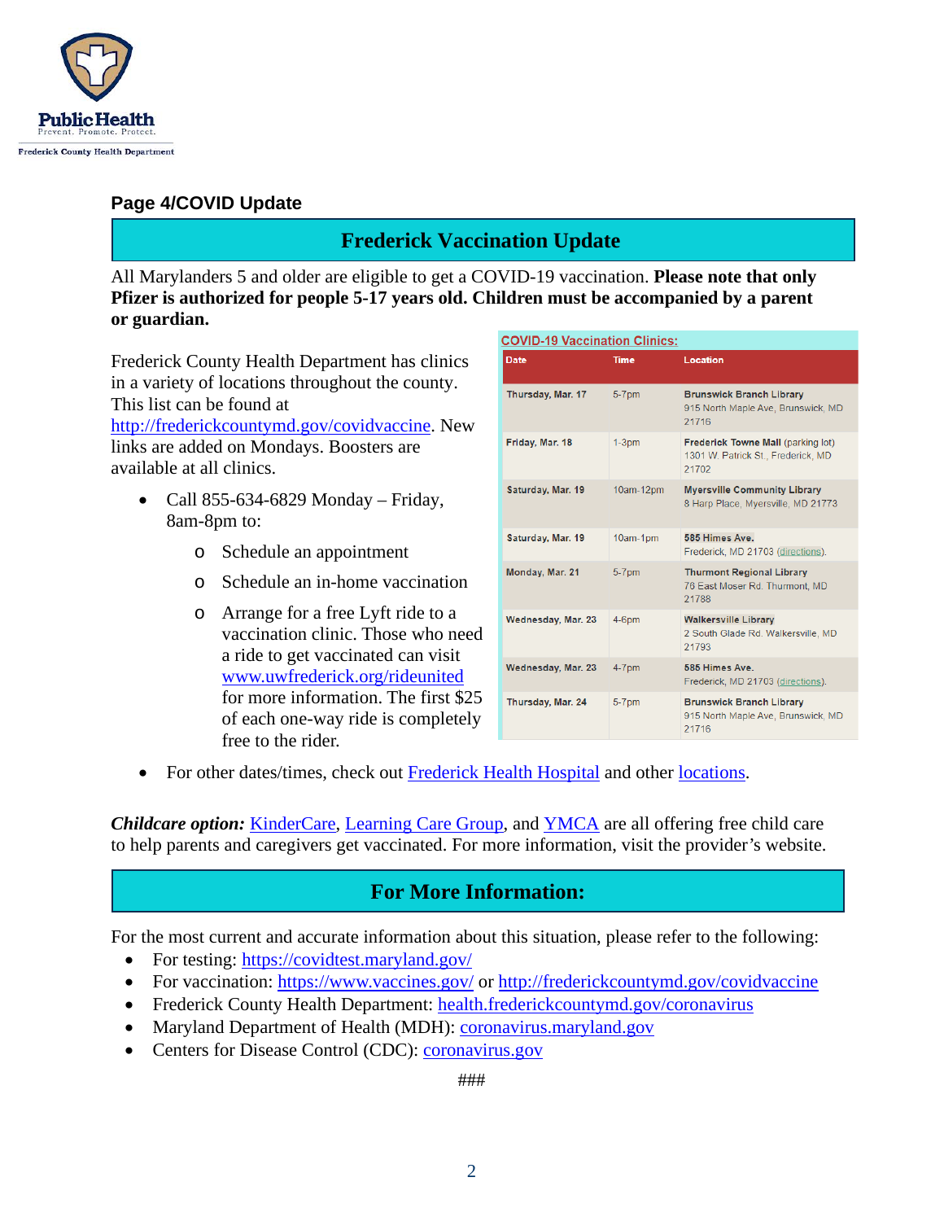**Page 4/COVID Update**

## Frederick Vaccination Update

All Marylanders 5 and older are eligible to get a COVID-19 vaccination. **Please note that only Pfizer is authorized for people 5-17 years old. Children must be accompanied by a parent or guardian.**

Frederick County Health Department has clinics in a variety of locations throughout the county. This list can be found at http://frederickcountymd.gov/covidvaccine. New links are added on Mondays. Boosters are available at all clinics.

- Call 855-634-6829 Monday – Friday, 8am-8pm to:
  - Schedule an appointment
  - Schedule an in-home vaccination
  - Arrange for a free Lyft ride to a vaccination clinic. Those who need a ride to get vaccinated can visit www.uwfrederick.org/rideunited for more information. The first $25 of each one-way ride is completely free to the rider.

**COVID-19 Vaccination Clinics:**

| Date | Time | Location |
|---|---|---|
| Thursday, Mar. 17 | 5-7pm | **Brunswick Branch Library** 915 North Maple Ave, Brunswick, MD 21716 |
| Friday, Mar. 18 | 1-3pm | **Frederick Towne Mall** (parking lot) 1301 W. Patrick St., Frederick, MD 21702 |
| Saturday, Mar. 19 | 10am-12pm | **Myersville Community Library** 8 Harp Place, Myersville, MD 21773 |
| Saturday, Mar. 19 | 10am-1pm | **585 Himes Ave.** Frederick, MD 21703 (directions). |
| Monday, Mar. 21 | 5-7pm | **Thurmont Regional Library** 76 East Moser Rd. Thurmont, MD 21788 |
| Wednesday, Mar. 23 | 4-6pm | **Walkersville Library** 2 South Glade Rd. Walkersville, MD 21793 |
| Wednesday, Mar. 23 | 4-7pm | **585 Himes Ave.** Frederick, MD 21703 (directions). |
| Thursday, Mar. 24 | 5-7pm | **Brunswick Branch Library** 915 North Maple Ave, Brunswick, MD 21716 |

- For other dates/times, check out Frederick Health Hospital and other locations.

***Childcare option:*** KinderCare, Learning Care Group, and YMCA are all offering free child care to help parents and caregivers get vaccinated. For more information, visit the provider's website.

## For More Information:

For the most current and accurate information about this situation, please refer to the following:

- For testing: https://covidtest.maryland.gov/
- For vaccination: https://www.vaccines.gov/ or http://frederickcountymd.gov/covidvaccine
- Frederick County Health Department: health.frederickcountymd.gov/coronavirus
- Maryland Department of Health (MDH): coronavirus.maryland.gov
- Centers for Disease Control (CDC): coronavirus.gov

###